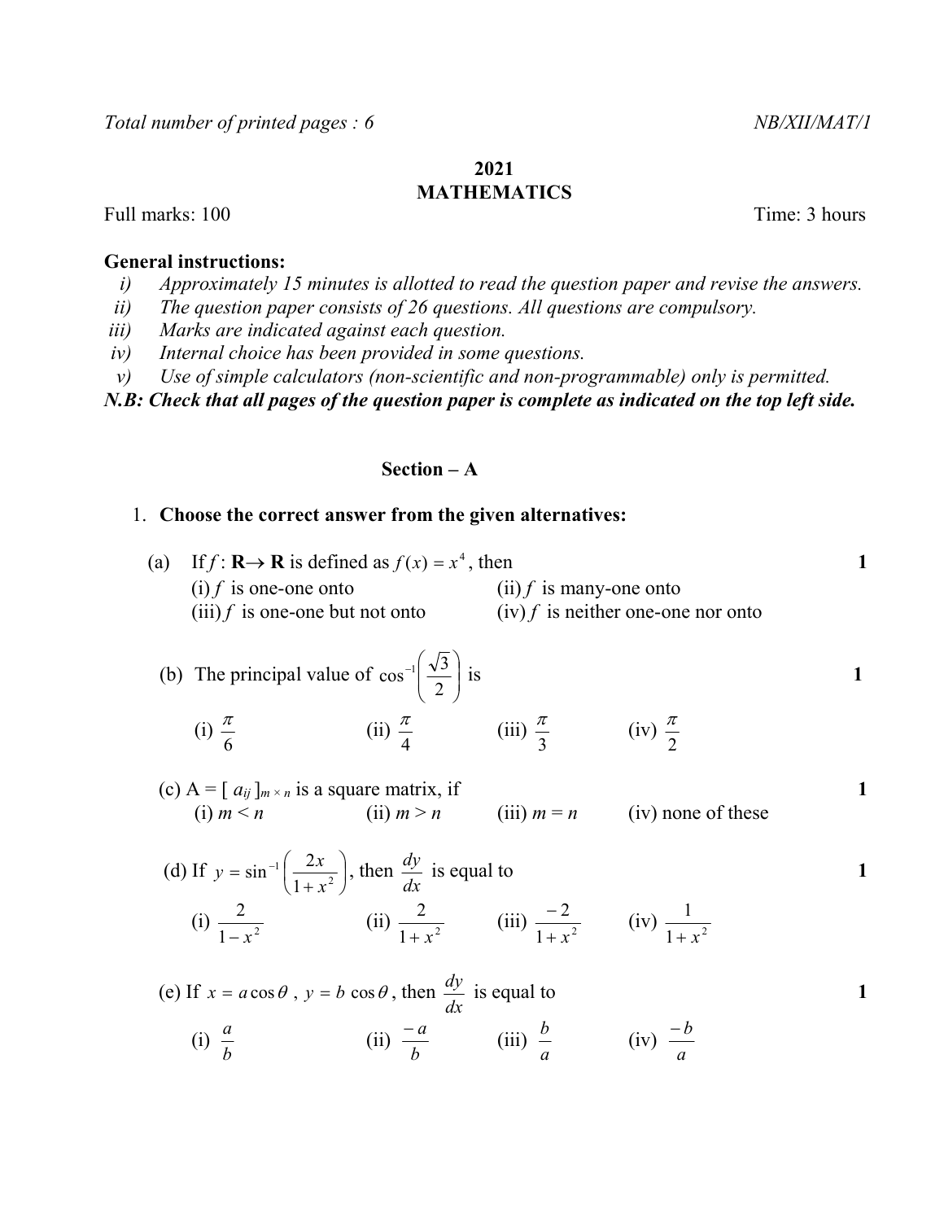*Total number of printed pages : 6* *NB/XII/MAT/1*

**2021**

**MATHEMATICS**

Full marks: 100 Time: 3 hours

**General instructions:**

i) *Approximately 15 minutes is allotted to read the question paper and revise the answers.*

ii) *The question paper consists of 26 questions. All questions are compulsory.*

iii) *Marks are indicated against each question.*

iv) *Internal choice has been provided in some questions.*

v) *Use of simple calculators (non-scientific and non-programmable) only is permitted.*

***N.B: Check that all pages of the question paper is complete as indicated on the top left side.***

## Section – A

1. **Choose the correct answer from the given alternatives:**

(a) If $f : \mathbf{R} \rightarrow \mathbf{R}$ is defined as $f(x) = x^4$, then **1**

(i) $f$ is one-one onto (ii) $f$ is many-one onto

(iii) $f$ is one-one but not onto (iv) $f$ is neither one-one nor onto

(b) The principal value of $\cos^{-1}\left(\frac{\sqrt{3}}{2}\right)$ is **1**

(i) $\frac{\pi}{6}$ (ii) $\frac{\pi}{4}$ (iii) $\frac{\pi}{3}$ (iv) $\frac{\pi}{2}$

(c) A = $[\, a_{ij} \,]_{m \times n}$ is a square matrix, if **1**

(i) $m < n$ (ii) $m > n$ (iii) $m = n$ (iv) none of these

(d) If $y = \sin^{-1}\left(\frac{2x}{1+x^2}\right)$, then $\frac{dy}{dx}$ is equal to **1**

(i) $\frac{2}{1-x^2}$ (ii) $\frac{2}{1+x^2}$ (iii) $\frac{-2}{1+x^2}$ (iv) $\frac{1}{1+x^2}$

(e) If $x = a\cos\theta$ , $y = b\cos\theta$, then $\frac{dy}{dx}$ is equal to **1**

(i) $\frac{a}{b}$ (ii) $\frac{-a}{b}$ (iii) $\frac{b}{a}$ (iv) $\frac{-b}{a}$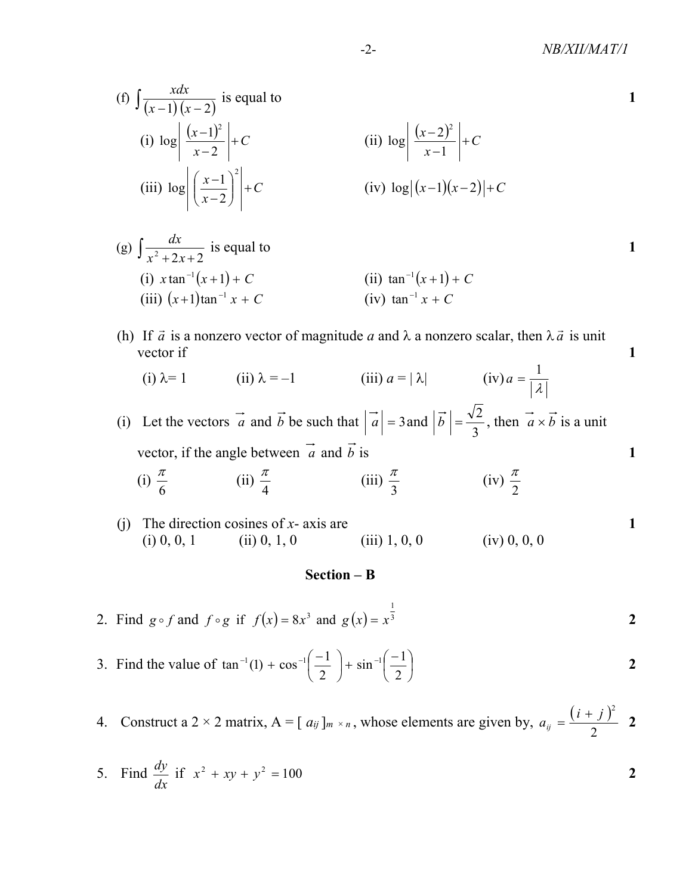(f) $\int \frac{x\,dx}{(x-1)(x-2)}$ is equal to **1**

(i) $\log\left|\frac{(x-1)^2}{x-2}\right|+C$  (ii) $\log\left|\frac{(x-2)^2}{x-1}\right|+C$

(iii) $\log\left|\left(\frac{x-1}{x-2}\right)^2\right|+C$  (iv) $\log\left|(x-1)(x-2)\right|+C$

(g) $\int \frac{dx}{x^2+2x+2}$ is equal to **1**

(i) $x\tan^{-1}(x+1)+C$  (ii) $\tan^{-1}(x+1)+C$

(iii) $(x+1)\tan^{-1}x+C$  (iv) $\tan^{-1}x+C$

(h) If $\vec{a}$ is a nonzero vector of magnitude $a$ and $\lambda$ a nonzero scalar, then $\lambda\vec{a}$ is unit vector if **1**

(i) $\lambda = 1$  (ii) $\lambda = -1$  (iii) $a = |\lambda|$  (iv) $a = \frac{1}{|\lambda|}$

(i) Let the vectors $\vec{a}$ and $\vec{b}$ be such that $|\vec{a}| = 3$ and $|\vec{b}| = \frac{\sqrt{2}}{3}$, then $\vec{a}\times\vec{b}$ is a unit vector, if the angle between $\vec{a}$ and $\vec{b}$ is **1**

(i) $\frac{\pi}{6}$  (ii) $\frac{\pi}{4}$  (iii) $\frac{\pi}{3}$  (iv) $\frac{\pi}{2}$

(j) The direction cosines of $x$- axis are **1**

(i) 0, 0, 1  (ii) 0, 1, 0  (iii) 1, 0, 0  (iv) 0, 0, 0

## Section – B

2. Find $g\circ f$ and $f\circ g$ if $f(x) = 8x^3$ and $g(x) = x^{\frac{1}{3}}$ **2**

3. Find the value of $\tan^{-1}(1) + \cos^{-1}\left(\frac{-1}{2}\right) + \sin^{-1}\left(\frac{-1}{2}\right)$ **2**

4. Construct a 2 × 2 matrix, A = [ $a_{ij}$ ]$_{m\,\times\,n}$, whose elements are given by, $a_{ij} = \frac{(i+j)^2}{2}$ **2**

5. Find $\frac{dy}{dx}$ if $x^2 + xy + y^2 = 100$ **2**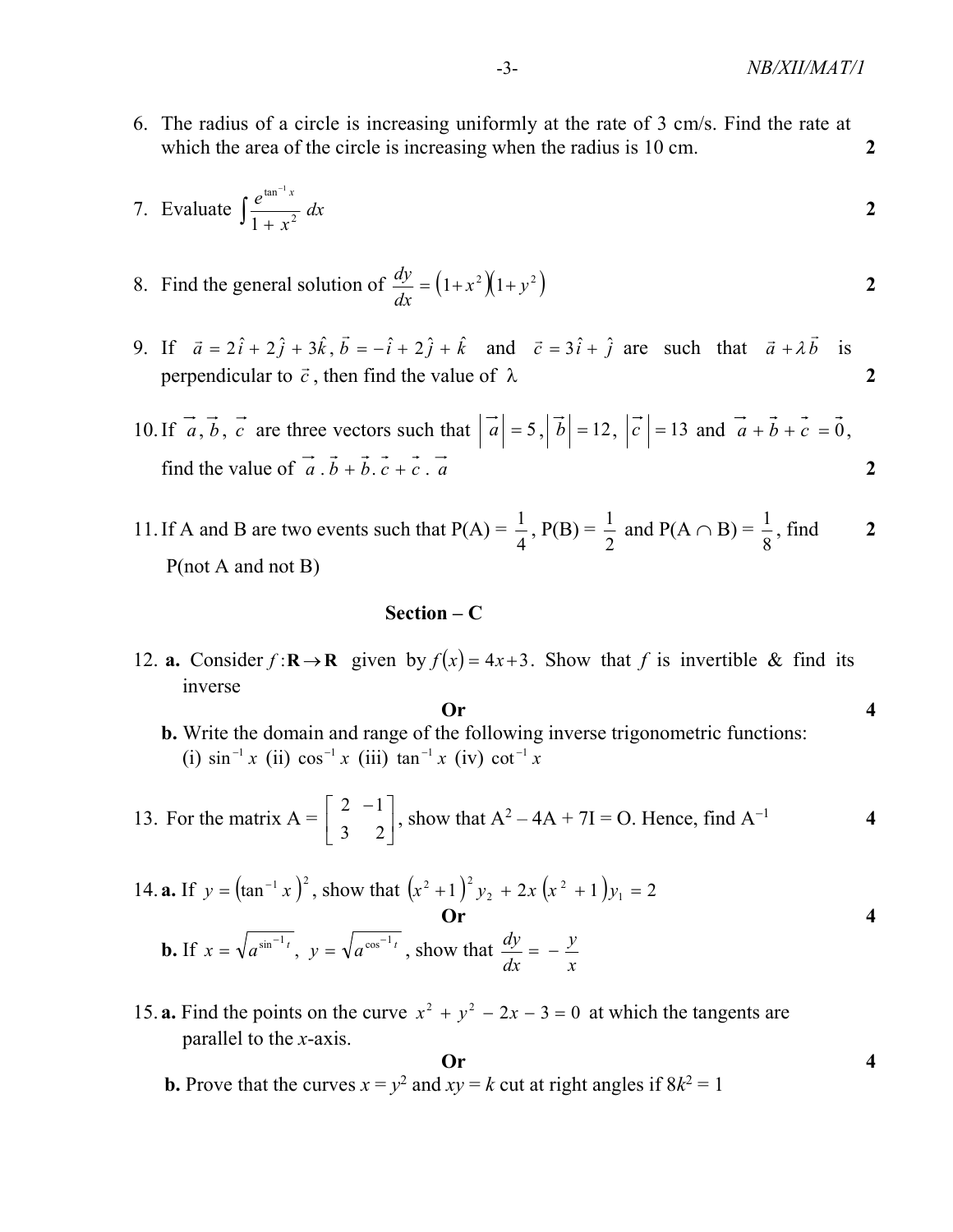6. The radius of a circle is increasing uniformly at the rate of 3 cm/s. Find the rate at which the area of the circle is increasing when the radius is 10 cm. **2**

7. Evaluate $\int \frac{e^{\tan^{-1} x}}{1 + x^2}\, dx$ **2**

8. Find the general solution of $\frac{dy}{dx} = \left(1+x^2\right)\left(1+y^2\right)$ **2**

9. If $\vec{a} = 2\hat{i} + 2\hat{j} + 3\hat{k}$, $\vec{b} = -\hat{i} + 2\hat{j} + \hat{k}$ and $\vec{c} = 3\hat{i} + \hat{j}$ are such that $\vec{a} + \lambda\vec{b}$ is perpendicular to $\vec{c}$, then find the value of $\lambda$ **2**

10. If $\vec{a}, \vec{b}, \vec{c}$ are three vectors such that $\left|\vec{a}\right| = 5$, $\left|\vec{b}\right| = 12$, $\left|\vec{c}\right| = 13$ and $\vec{a} + \vec{b} + \vec{c} = \vec{0}$, find the value of $\vec{a} \cdot \vec{b} + \vec{b} \cdot \vec{c} + \vec{c} \cdot \vec{a}$ **2**

11. If A and B are two events such that P(A) = $\frac{1}{4}$, P(B) = $\frac{1}{2}$ and P(A $\cap$ B) = $\frac{1}{8}$, find P(not A and not B) **2**

## Section – C

12. **a.** Consider $f : \mathbf{R} \to \mathbf{R}$ given by $f(x) = 4x + 3$. Show that $f$ is invertible & find its inverse

**Or** **4**

**b.** Write the domain and range of the following inverse trigonometric functions:
(i) $\sin^{-1} x$ (ii) $\cos^{-1} x$ (iii) $\tan^{-1} x$ (iv) $\cot^{-1} x$

13. For the matrix A = $\begin{bmatrix} 2 & -1 \\ 3 & 2 \end{bmatrix}$, show that $A^2 - 4A + 7I = O$. Hence, find $A^{-1}$ **4**

14. **a.** If $y = \left(\tan^{-1} x\right)^2$, show that $\left(x^2 + 1\right)^2 y_2 + 2x\left(x^2 + 1\right) y_1 = 2$

**Or** **4**

**b.** If $x = \sqrt{a^{\sin^{-1} t}}$, $y = \sqrt{a^{\cos^{-1} t}}$, show that $\frac{dy}{dx} = -\frac{y}{x}$

15. **a.** Find the points on the curve $x^2 + y^2 - 2x - 3 = 0$ at which the tangents are parallel to the $x$-axis.

**Or** **4**

**b.** Prove that the curves $x = y^2$ and $xy = k$ cut at right angles if $8k^2 = 1$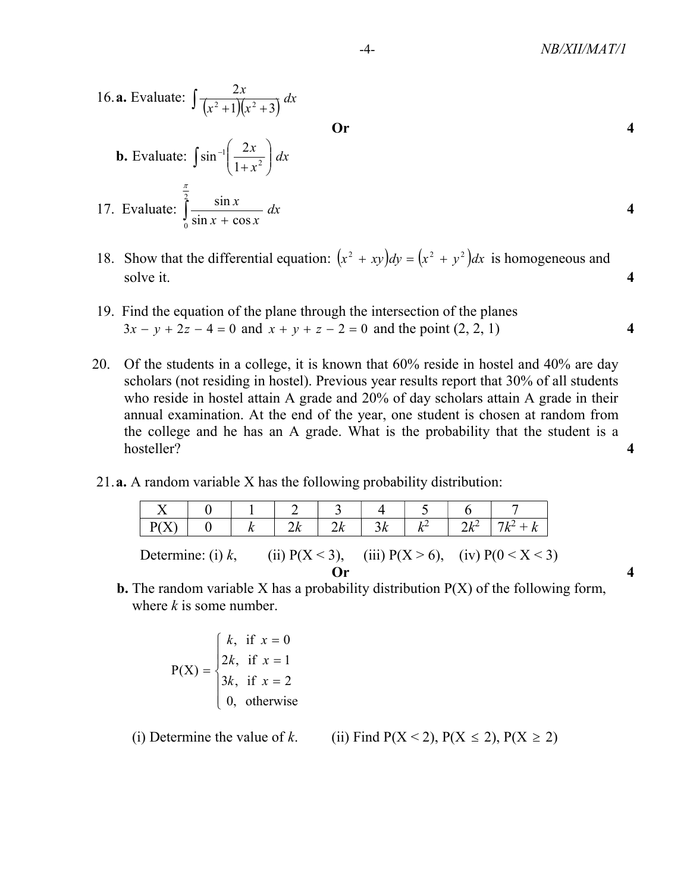16. **a.** Evaluate: $\int \frac{2x}{(x^2+1)(x^2+3)}\, dx$

**Or** **4**

**b.** Evaluate: $\int \sin^{-1}\left(\frac{2x}{1+x^2}\right) dx$

17. Evaluate: $\int_0^{\frac{\pi}{2}} \frac{\sin x}{\sin x + \cos x}\, dx$ **4**

18. Show that the differential equation: $(x^2 + xy)dy = (x^2 + y^2)dx$ is homogeneous and solve it. **4**

19. Find the equation of the plane through the intersection of the planes $3x - y + 2z - 4 = 0$ and $x + y + z - 2 = 0$ and the point (2, 2, 1) **4**

20. Of the students in a college, it is known that 60% reside in hostel and 40% are day scholars (not residing in hostel). Previous year results report that 30% of all students who reside in hostel attain A grade and 20% of day scholars attain A grade in their annual examination. At the end of the year, one student is chosen at random from the college and he has an A grade. What is the probability that the student is a hosteller? **4**

21. **a.** A random variable X has the following probability distribution:

| X | 0 | 1 | 2 | 3 | 4 | 5 | 6 | 7 |
|---|---|---|---|---|---|---|---|---|
| P(X) | 0 | $k$ | $2k$ | $2k$ | $3k$ | $k^2$ | $2k^2$ | $7k^2 + k$ |

Determine: (i) $k$, (ii) $P(X < 3)$, (iii) $P(X > 6)$, (iv) $P(0 < X < 3)$

**Or** **4**

**b.** The random variable X has a probability distribution P(X) of the following form, where $k$ is some number.

$$P(X) = \begin{cases} k, & \text{if } x = 0 \\ 2k, & \text{if } x = 1 \\ 3k, & \text{if } x = 2 \\ 0, & \text{otherwise} \end{cases}$$

(i) Determine the value of $k$. (ii) Find $P(X < 2)$, $P(X \leq 2)$, $P(X \geq 2)$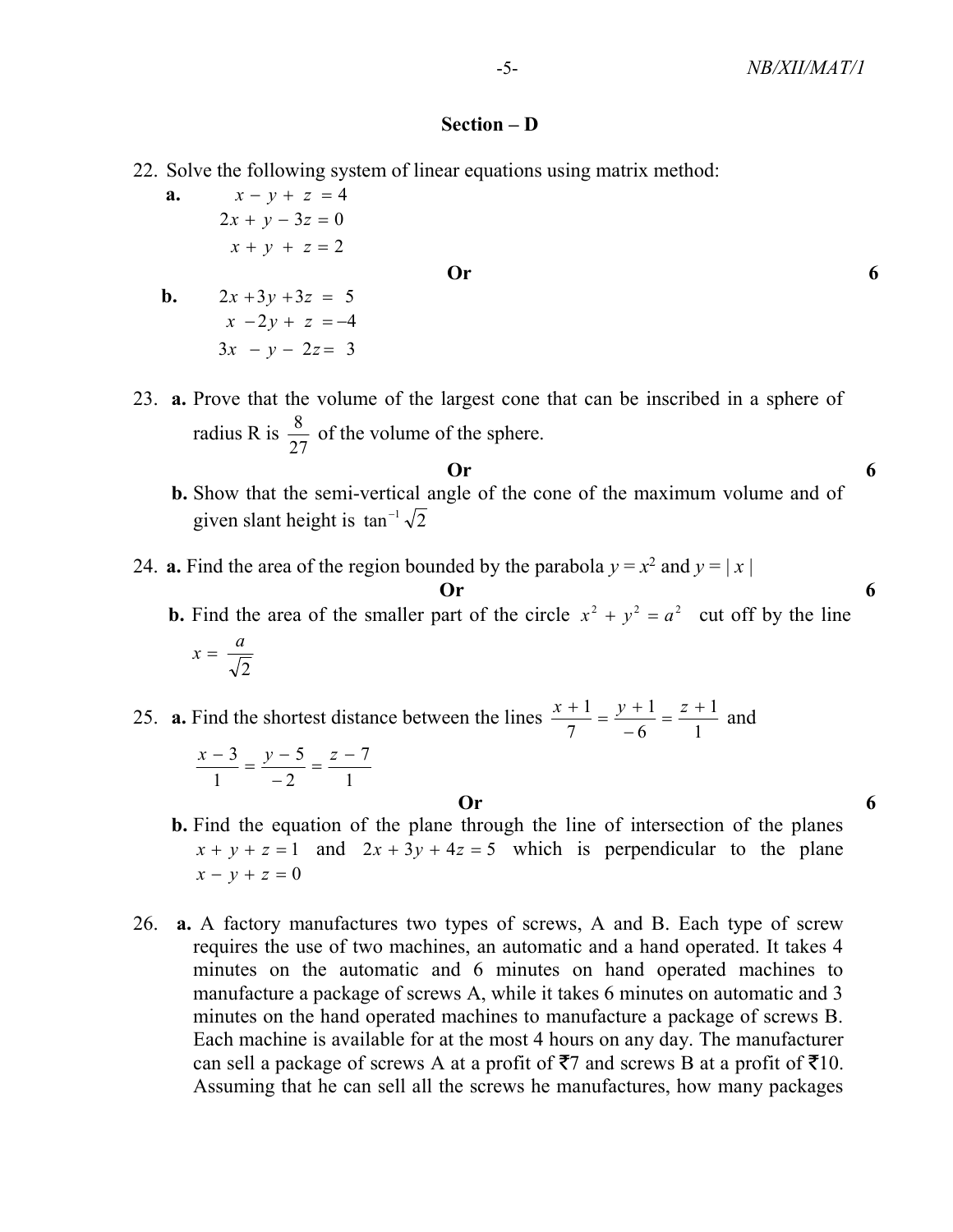## Section – D

22. Solve the following system of linear equations using matrix method:

**a.**
$$x - y + z = 4$$
$$2x + y - 3z = 0$$
$$x + y + z = 2$$

**Or** **6**

**b.**
$$2x + 3y + 3z = 5$$
$$x - 2y + z = -4$$
$$3x - y - 2z = 3$$

23. **a.** Prove that the volume of the largest cone that can be inscribed in a sphere of radius R is $\frac{8}{27}$ of the volume of the sphere.

**Or** **6**

**b.** Show that the semi-vertical angle of the cone of the maximum volume and of given slant height is $\tan^{-1}\sqrt{2}$

24. **a.** Find the area of the region bounded by the parabola $y = x^2$ and $y = |x|$

**Or** **6**

**b.** Find the area of the smaller part of the circle $x^2 + y^2 = a^2$ cut off by the line $x = \frac{a}{\sqrt{2}}$

25. **a.** Find the shortest distance between the lines $\frac{x+1}{7} = \frac{y+1}{-6} = \frac{z+1}{1}$ and $\frac{x-3}{1} = \frac{y-5}{-2} = \frac{z-7}{1}$

**Or** **6**

**b.** Find the equation of the plane through the line of intersection of the planes $x + y + z = 1$ and $2x + 3y + 4z = 5$ which is perpendicular to the plane $x - y + z = 0$

26. **a.** A factory manufactures two types of screws, A and B. Each type of screw requires the use of two machines, an automatic and a hand operated. It takes 4 minutes on the automatic and 6 minutes on hand operated machines to manufacture a package of screws A, while it takes 6 minutes on automatic and 3 minutes on the hand operated machines to manufacture a package of screws B. Each machine is available for at the most 4 hours on any day. The manufacturer can sell a package of screws A at a profit of ₹7 and screws B at a profit of ₹10. Assuming that he can sell all the screws he manufactures, how many packages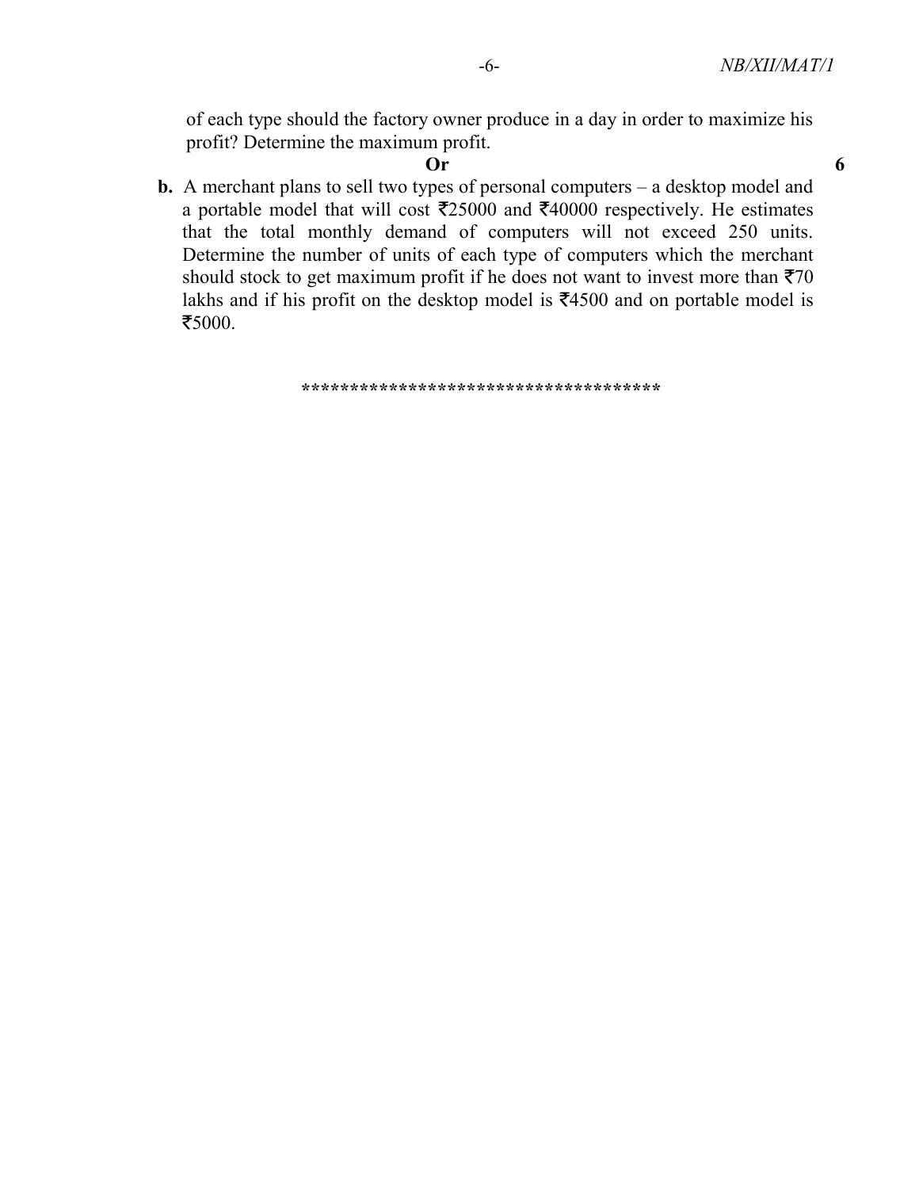of each type should the factory owner produce in a day in order to maximize his profit? Determine the maximum profit.

**Or** **6**

**b.** A merchant plans to sell two types of personal computers – a desktop model and a portable model that will cost ₹25000 and ₹40000 respectively. He estimates that the total monthly demand of computers will not exceed 250 units. Determine the number of units of each type of computers which the merchant should stock to get maximum profit if he does not want to invest more than ₹70 lakhs and if his profit on the desktop model is ₹4500 and on portable model is ₹5000.

************************************